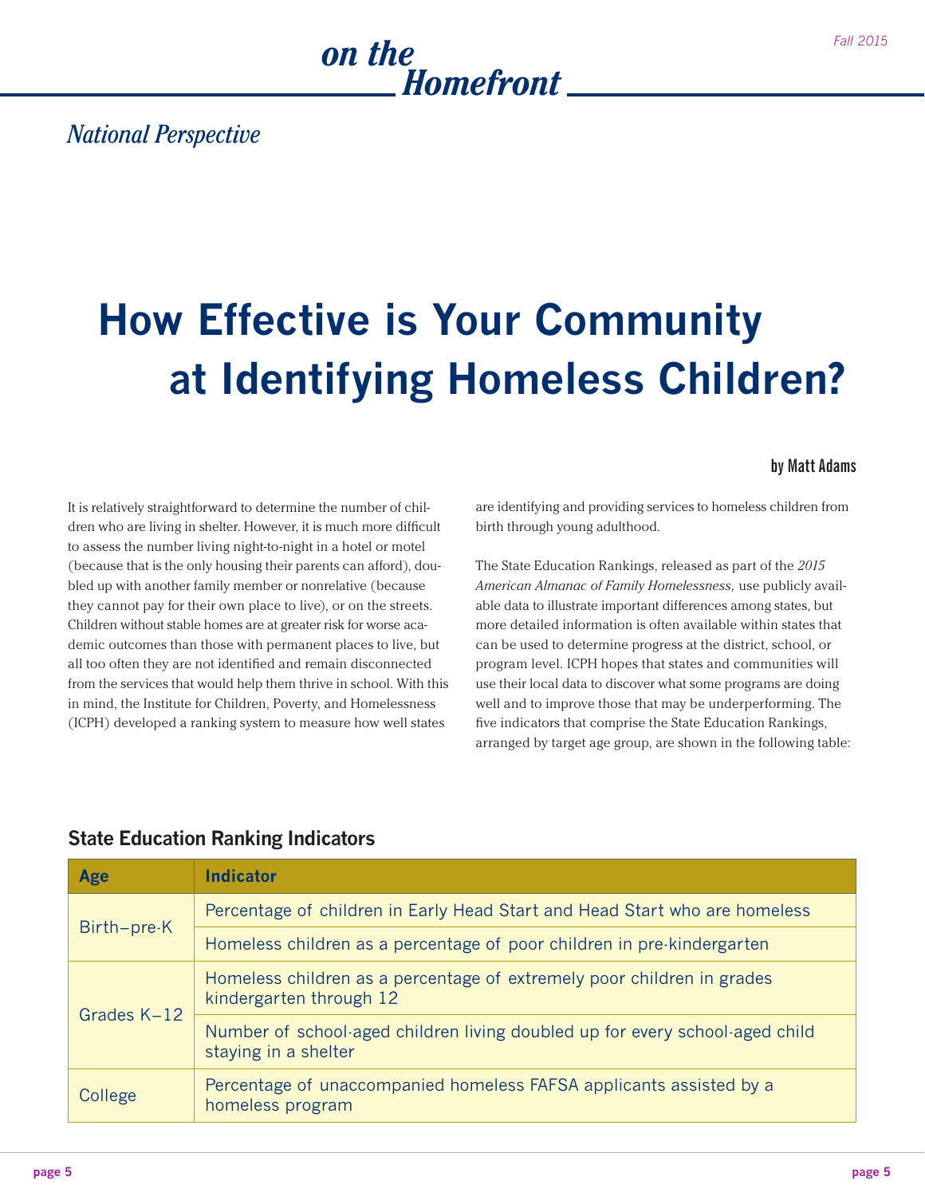*National Perspective*

# How Effective is Your Community at Identifying Homeless Children?

**by Matt Adams**

It is relatively straightforward to determine the number of children who are living in shelter. However, it is much more difficult to assess the number living night-to-night in a hotel or motel (because that is the only housing their parents can afford), doubled up with another family member or nonrelative (because they cannot pay for their own place to live), or on the streets. Children without stable homes are at greater risk for worse academic outcomes than those with permanent places to live, but all too often they are not identified and remain disconnected from the services that would help them thrive in school. With this in mind, the Institute for Children, Poverty, and Homelessness (ICPH) developed a ranking system to measure how well states are identifying and providing services to homeless children from birth through young adulthood.

The State Education Rankings, released as part of the *2015 American Almanac of Family Homelessness,* use publicly available data to illustrate important differences among states, but more detailed information is often available within states that can be used to determine progress at the district, school, or program level. ICPH hopes that states and communities will use their local data to discover what some programs are doing well and to improve those that may be underperforming. The five indicators that comprise the State Education Rankings, arranged by target age group, are shown in the following table:

### State Education Ranking Indicators

| Age | Indicator |
|---|---|
| Birth–pre-K | Percentage of children in Early Head Start and Head Start who are homeless |
| | Homeless children as a percentage of poor children in pre-kindergarten |
| Grades K–12 | Homeless children as a percentage of extremely poor children in grades kindergarten through 12 |
| | Number of school-aged children living doubled up for every school-aged child staying in a shelter |
| College | Percentage of unaccompanied homeless FAFSA applicants assisted by a homeless program |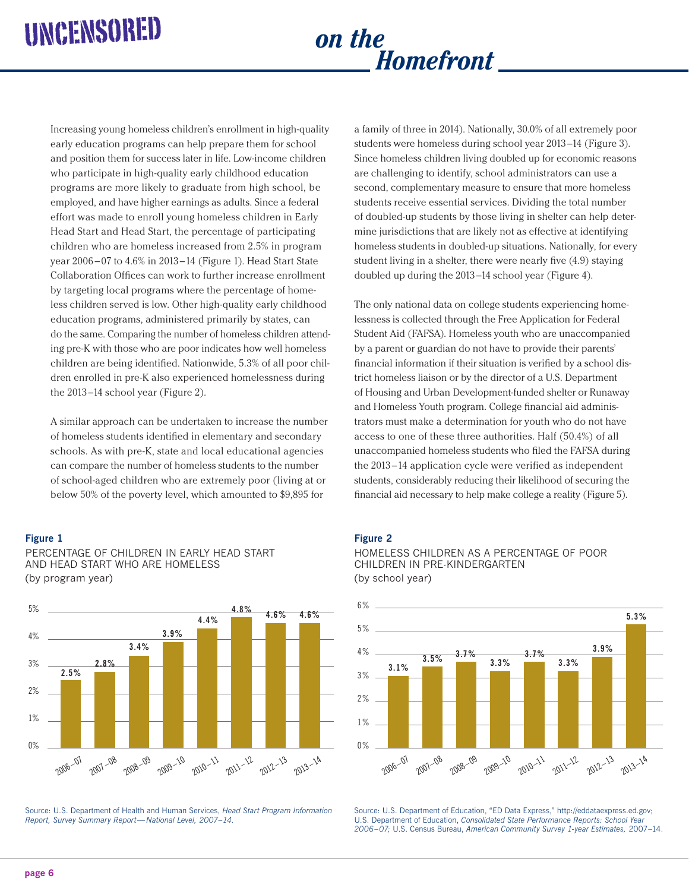Increasing young homeless children's enrollment in high-quality early education programs can help prepare them for school and position them for success later in life. Low-income children who participate in high-quality early childhood education programs are more likely to graduate from high school, be employed, and have higher earnings as adults. Since a federal effort was made to enroll young homeless children in Early Head Start and Head Start, the percentage of participating children who are homeless increased from 2.5% in program year 2006–07 to 4.6% in 2013–14 (Figure 1). Head Start State Collaboration Offices can work to further increase enrollment by targeting local programs where the percentage of homeless children served is low. Other high-quality early childhood education programs, administered primarily by states, can do the same. Comparing the number of homeless children attending pre-K with those who are poor indicates how well homeless children are being identified. Nationwide, 5.3% of all poor children enrolled in pre-K also experienced homelessness during the 2013–14 school year (Figure 2).

A similar approach can be undertaken to increase the number of homeless students identified in elementary and secondary schools. As with pre-K, state and local educational agencies can compare the number of homeless students to the number of school-aged children who are extremely poor (living at or below 50% of the poverty level, which amounted to $9,895 for a family of three in 2014). Nationally, 30.0% of all extremely poor students were homeless during school year 2013–14 (Figure 3). Since homeless children living doubled up for economic reasons are challenging to identify, school administrators can use a second, complementary measure to ensure that more homeless students receive essential services. Dividing the total number of doubled-up students by those living in shelter can help determine jurisdictions that are likely not as effective at identifying homeless students in doubled-up situations. Nationally, for every student living in a shelter, there were nearly five (4.9) staying doubled up during the 2013–14 school year (Figure 4).

The only national data on college students experiencing homelessness is collected through the Free Application for Federal Student Aid (FAFSA). Homeless youth who are unaccompanied by a parent or guardian do not have to provide their parents' financial information if their situation is verified by a school district homeless liaison or by the director of a U.S. Department of Housing and Urban Development-funded shelter or Runaway and Homeless Youth program. College financial aid administrators must make a determination for youth who do not have access to one of these three authorities. Half (50.4%) of all unaccompanied homeless students who filed the FAFSA during the 2013–14 application cycle were verified as independent students, considerably reducing their likelihood of securing the financial aid necessary to help make college a reality (Figure 5).

**Figure 1**

PERCENTAGE OF CHILDREN IN EARLY HEAD START AND HEAD START WHO ARE HOMELESS
(by program year)

| Program year | Percentage |
|---|---|
| 2006–07 | 2.5% |
| 2007–08 | 2.8% |
| 2008–09 | 3.4% |
| 2009–10 | 3.9% |
| 2010–11 | 4.4% |
| 2011–12 | 4.8% |
| 2012–13 | 4.6% |
| 2013–14 | 4.6% |

Source: U.S. Department of Health and Human Services, *Head Start Program Information Report, Survey Summary Report—National Level, 2007–14.*

**Figure 2**

HOMELESS CHILDREN AS A PERCENTAGE OF POOR CHILDREN IN PRE-KINDERGARTEN
(by school year)

| School year | Percentage |
|---|---|
| 2006–07 | 3.1% |
| 2007–08 | 3.5% |
| 2008–09 | 3.7% |
| 2009–10 | 3.3% |
| 2010–11 | 3.7% |
| 2011–12 | 3.3% |
| 2012–13 | 3.9% |
| 2013–14 | 5.3% |

Source: U.S. Department of Education, "ED Data Express," http://eddataexpress.ed.gov; U.S. Department of Education, *Consolidated State Performance Reports: School Year 2006–07;* U.S. Census Bureau, *American Community Survey 1-year Estimates,* 2007–14.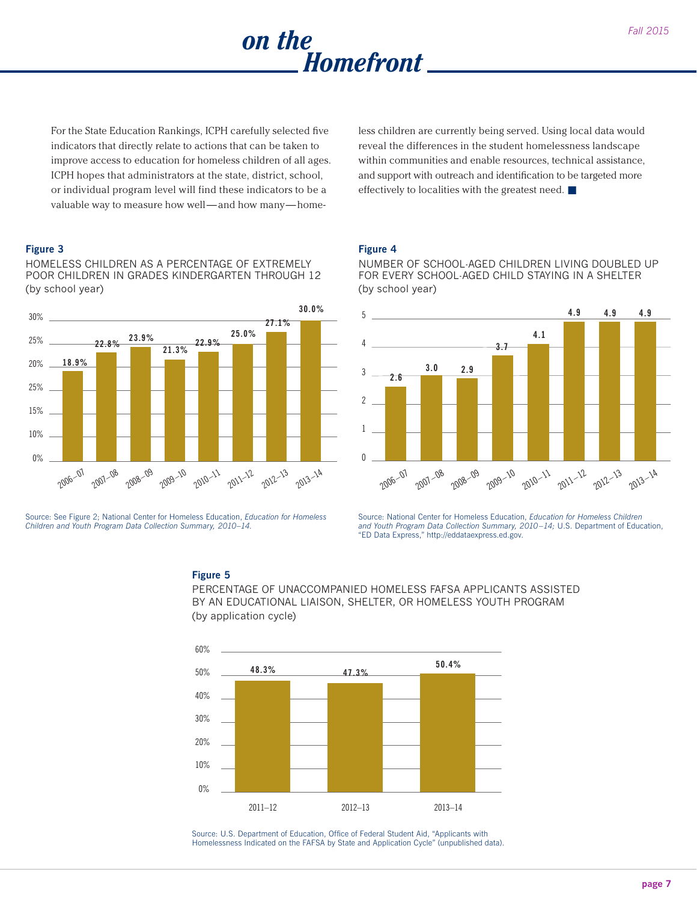For the State Education Rankings, ICPH carefully selected five indicators that directly relate to actions that can be taken to improve access to education for homeless children of all ages. ICPH hopes that administrators at the state, district, school, or individual program level will find these indicators to be a valuable way to measure how well—and how many—homeless children are currently being served. Using local data would reveal the differences in the student homelessness landscape within communities and enable resources, technical assistance, and support with outreach and identification to be targeted more effectively to localities with the greatest need. ■

**Figure 3**

HOMELESS CHILDREN AS A PERCENTAGE OF EXTREMELY POOR CHILDREN IN GRADES KINDERGARTEN THROUGH 12 (by school year)

30%
25%
20%
25%
15%
10%
0%

18.9%
22.8%
23.9%
21.3%
22.9%
25.0%
27.1%
30.0%

2006–07
2007–08
2008–09
2009–10
2010–11
2011–12
2012–13
2013–14

Source: See Figure 2; National Center for Homeless Education, *Education for Homeless Children and Youth Program Data Collection Summary, 2010–14.*

**Figure 4**

NUMBER OF SCHOOL-AGED CHILDREN LIVING DOUBLED UP FOR EVERY SCHOOL-AGED CHILD STAYING IN A SHELTER (by school year)

5
4
3
2
1
0

2.6
3.0
2.9
3.7
4.1
4.9
4.9
4.9

2006–07
2007–08
2008–09
2009–10
2010–11
2011–12
2012–13
2013–14

Source: National Center for Homeless Education, *Education for Homeless Children and Youth Program Data Collection Summary, 2010–14;* U.S. Department of Education, "ED Data Express," http://eddataexpress.ed.gov.

**Figure 5**

PERCENTAGE OF UNACCOMPANIED HOMELESS FAFSA APPLICANTS ASSISTED BY AN EDUCATIONAL LIAISON, SHELTER, OR HOMELESS YOUTH PROGRAM (by application cycle)

60%
50%
40%
30%
20%
10%
0%

48.3%
47.3%
50.4%

2011–12
2012–13
2013–14

Source: U.S. Department of Education, Office of Federal Student Aid, "Applicants with Homelessness Indicated on the FAFSA by State and Application Cycle" (unpublished data).